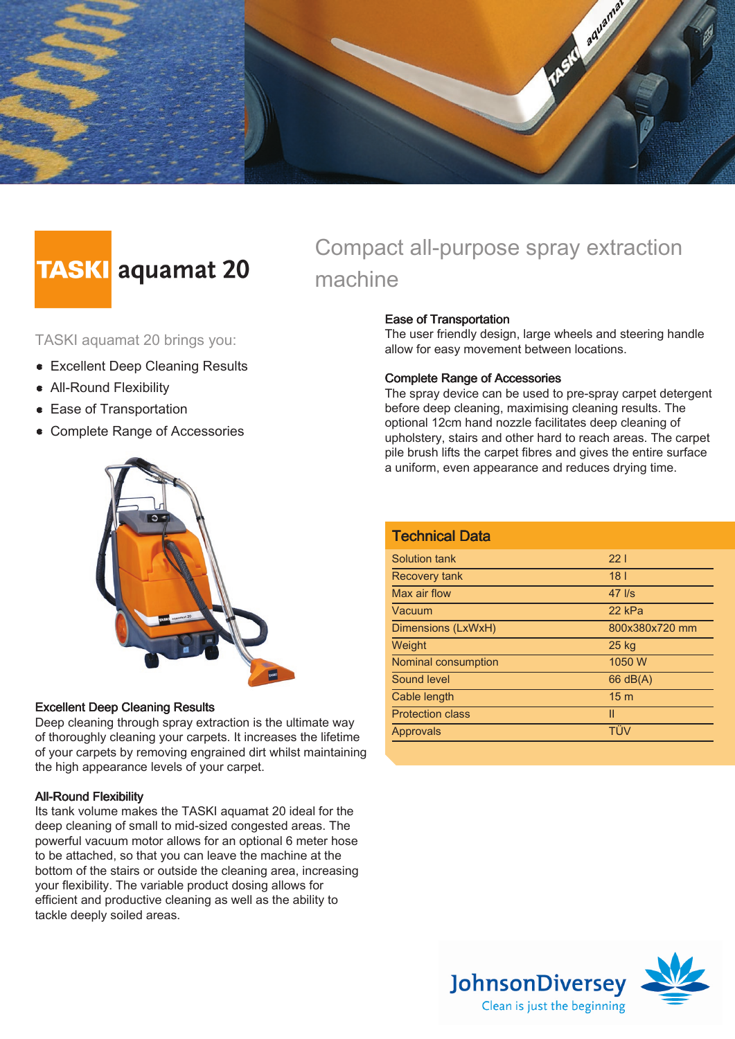# TASKI aquamat 20

## Compact all-purpose spray extraction machine

TASKI aquamat 20 brings you:

- Excellent Deep Cleaning Results
- All-Round Flexibility
- Ease of Transportation
- Complete Range of Accessories

### Excellent Deep Cleaning Results

Deep cleaning through spray extraction is the ultimate way of thoroughly cleaning your carpets. It increases the lifetime of your carpets by removing engrained dirt whilst maintaining the high appearance levels of your carpet.

### All-Round Flexibility

Its tank volume makes the TASKI aquamat 20 ideal for the deep cleaning of small to mid-sized congested areas. The powerful vacuum motor allows for an optional 6 meter hose to be attached, so that you can leave the machine at the bottom of the stairs or outside the cleaning area, increasing your flexibility. The variable product dosing allows for efficient and productive cleaning as well as the ability to tackle deeply soiled areas.

### Ease of Transportation

The user friendly design, large wheels and steering handle allow for easy movement between locations.

### Complete Range of Accessories

The spray device can be used to pre-spray carpet detergent before deep cleaning, maximising cleaning results. The optional 12cm hand nozzle facilitates deep cleaning of upholstery, stairs and other hard to reach areas. The carpet pile brush lifts the carpet fibres and gives the entire surface a uniform, even appearance and reduces drying time.

## Technical Data

| | |
|---|---|
| Solution tank | 22 l |
| Recovery tank | 18 l |
| Max air flow | 47 l/s |
| Vacuum | 22 kPa |
| Dimensions (LxWxH) | 800x380x720 mm |
| Weight | 25 kg |
| Nominal consumption | 1050 W |
| Sound level | 66 dB(A) |
| Cable length | 15 m |
| Protection class | II |
| Approvals | TÜV |

JohnsonDiversey
Clean is just the beginning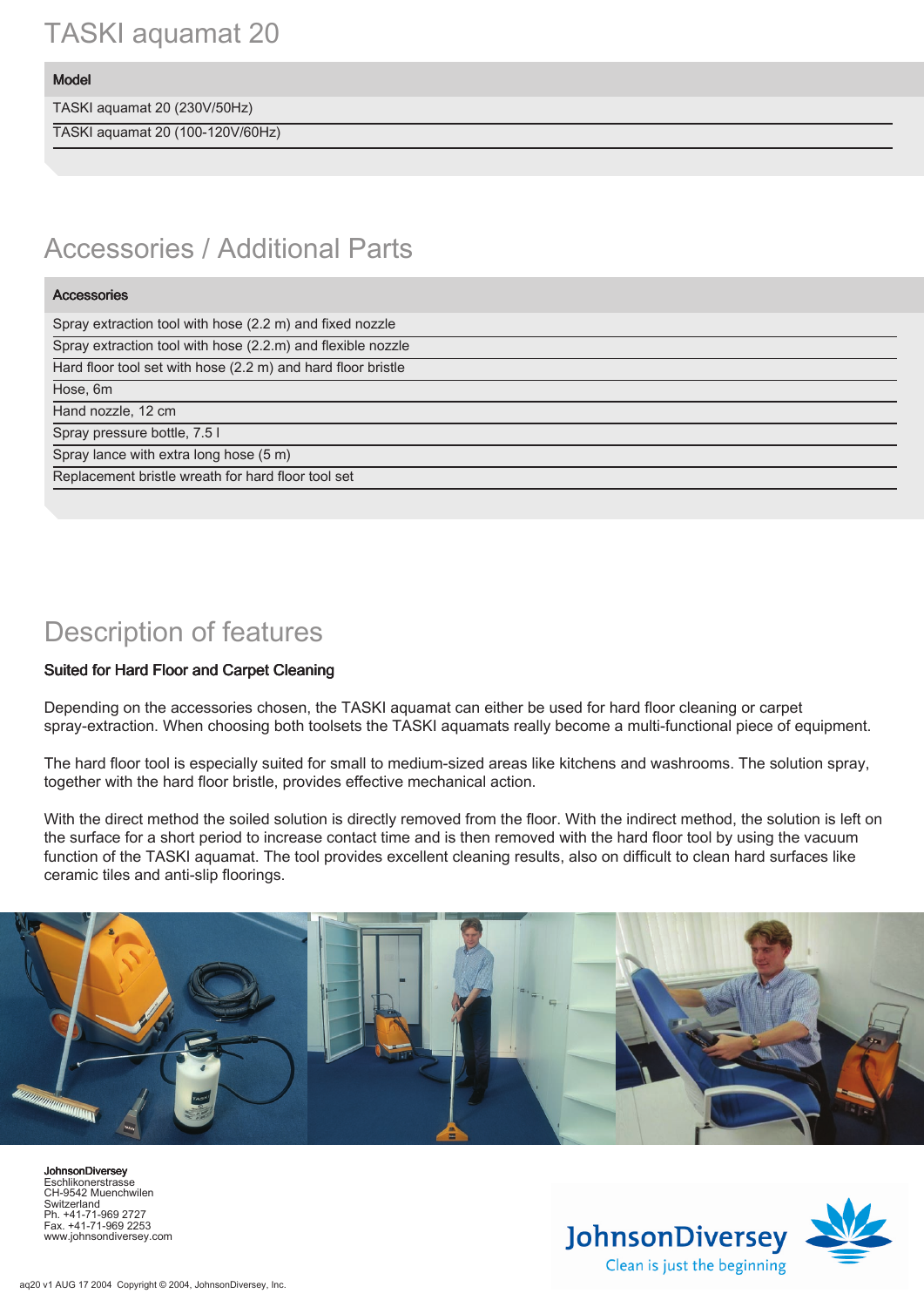# TASKI aquamat 20

| Model |
|---|
| TASKI aquamat 20 (230V/50Hz) |
| TASKI aquamat 20 (100-120V/60Hz) |

# Accessories / Additional Parts

| Accessories |
|---|
| Spray extraction tool with hose (2.2 m) and fixed nozzle |
| Spray extraction tool with hose (2.2.m) and flexible nozzle |
| Hard floor tool set with hose (2.2 m) and hard floor bristle |
| Hose, 6m |
| Hand nozzle, 12 cm |
| Spray pressure bottle, 7.5 l |
| Spray lance with extra long hose (5 m) |
| Replacement bristle wreath for hard floor tool set |

# Description of features

### Suited for Hard Floor and Carpet Cleaning

Depending on the accessories chosen, the TASKI aquamat can either be used for hard floor cleaning or carpet spray-extraction. When choosing both toolsets the TASKI aquamats really become a multi-functional piece of equipment.

The hard floor tool is especially suited for small to medium-sized areas like kitchens and washrooms. The solution spray, together with the hard floor bristle, provides effective mechanical action.

With the direct method the soiled solution is directly removed from the floor. With the indirect method, the solution is left on the surface for a short period to increase contact time and is then removed with the hard floor tool by using the vacuum function of the TASKI aquamat. The tool provides excellent cleaning results, also on difficult to clean hard surfaces like ceramic tiles and anti-slip floorings.

**JohnsonDiversey**
Eschlikonerstrasse
CH-9542 Muenchwilen
Switzerland
Ph. +41-71-969 2727
Fax. +41-71-969 2253
www.johnsondiversey.com

JohnsonDiversey
Clean is just the beginning

aq20 v1 AUG 17 2004 Copyright © 2004, JohnsonDiversey, Inc.